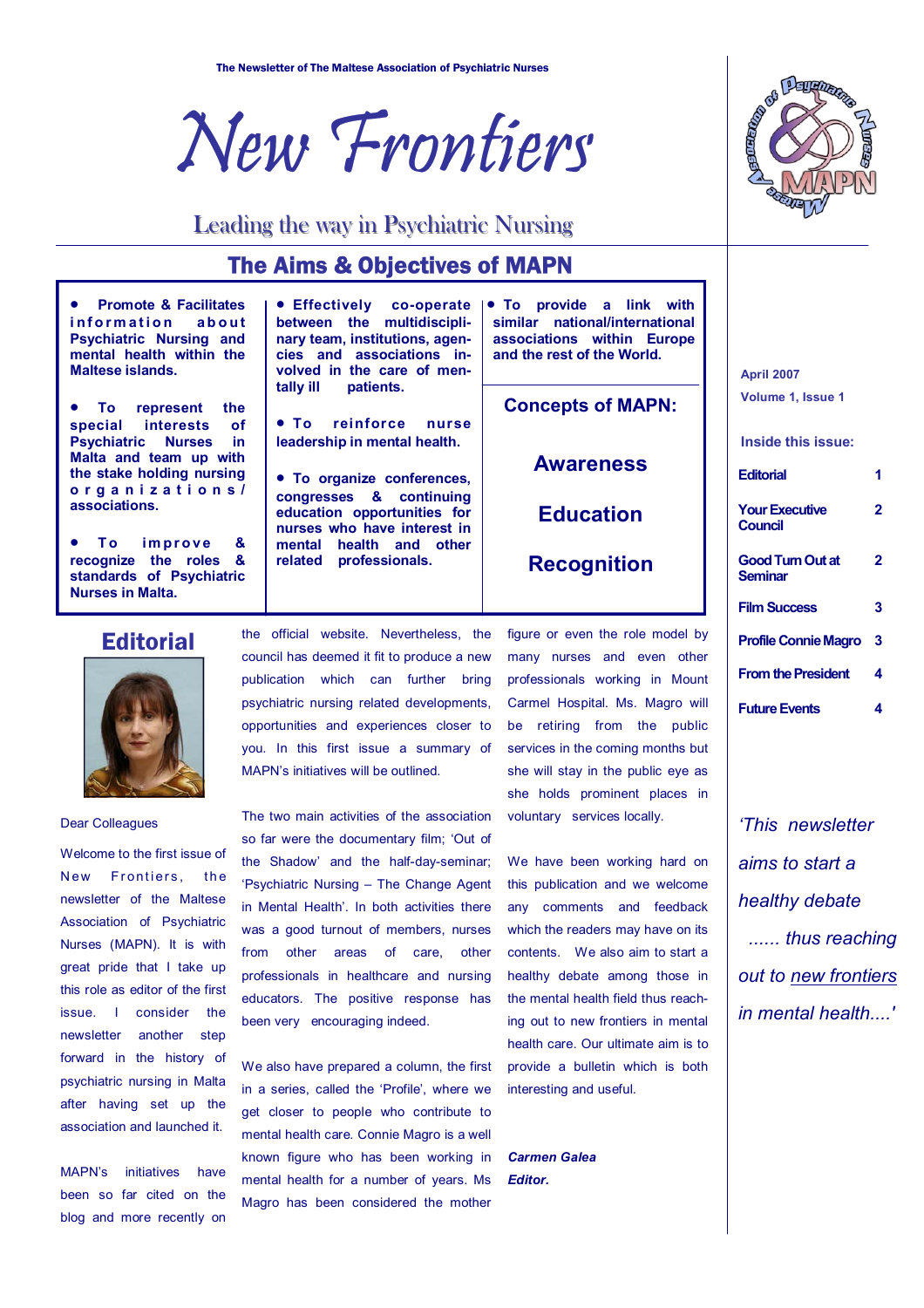The Newsletter of The Maltese Association of Psychiatric Nurses

# New Frontiers

Leading the way in Psychiatric Nursing

April 2007

Volume 1, Issue 1

## The Aims & Objectives of MAPN

- **Promote & Facilitates information about Psychiatric Nursing and mental health within the Maltese islands.**
- **To represent the special interests of Psychiatric Nurses in Malta and team up with the stake holding nursing organizations/ associations.**
- **To improve & recognize the roles & standards of Psychiatric Nurses in Malta.**
- **Effectively co-operate between the multidisciplinary team, institutions, agencies and associations involved in the care of mentally ill patients.**
- **To reinforce nurse leadership in mental health.**
- **To organize conferences, congresses & continuing education opportunities for nurses who have interest in mental health and other related professionals.**
- **To provide a link with similar national/international associations within Europe and the rest of the World.**

### Concepts of MAPN:

**Awareness**

**Education**

**Recognition**

### Inside this issue:

| | |
|---|---|
| Editorial | 1 |
| Your Executive Council | 2 |
| Good Turn Out at Seminar | 2 |
| Film Success | 3 |
| Profile Connie Magro | 3 |
| From the President | 4 |
| Future Events | 4 |

## Editorial

Dear Colleagues

Welcome to the first issue of New Frontiers, the newsletter of the Maltese Association of Psychiatric Nurses (MAPN). It is with great pride that I take up this role as editor of the first issue. I consider the newsletter another step forward in the history of psychiatric nursing in Malta after having set up the association and launched it.

MAPN's initiatives have been so far cited on the blog and more recently on the official website. Nevertheless, the council has deemed it fit to produce a new publication which can further bring psychiatric nursing related developments, opportunities and experiences closer to you. In this first issue a summary of MAPN's initiatives will be outlined.

The two main activities of the association so far were the documentary film; 'Out of the Shadow' and the half-day-seminar; 'Psychiatric Nursing – The Change Agent in Mental Health'. In both activities there was a good turnout of members, nurses from other areas of care, other professionals in healthcare and nursing educators. The positive response has been very encouraging indeed.

We also have prepared a column, the first in a series, called the 'Profile', where we get closer to people who contribute to mental health care. Connie Magro is a well known figure who has been working in mental health for a number of years. Ms Magro has been considered the mother figure or even the role model by many nurses and even other professionals working in Mount Carmel Hospital. Ms. Magro will be retiring from the public services in the coming months but she will stay in the public eye as she holds prominent places in voluntary services locally.

We have been working hard on this publication and we welcome any comments and feedback which the readers may have on its contents. We also aim to start a healthy debate among those in the mental health field thus reaching out to new frontiers in mental health care. Our ultimate aim is to provide a bulletin which is both interesting and useful.

***Carmen Galea***
***Editor.***

*'This newsletter aims to start a healthy debate ...... thus reaching out to new frontiers in mental health....'*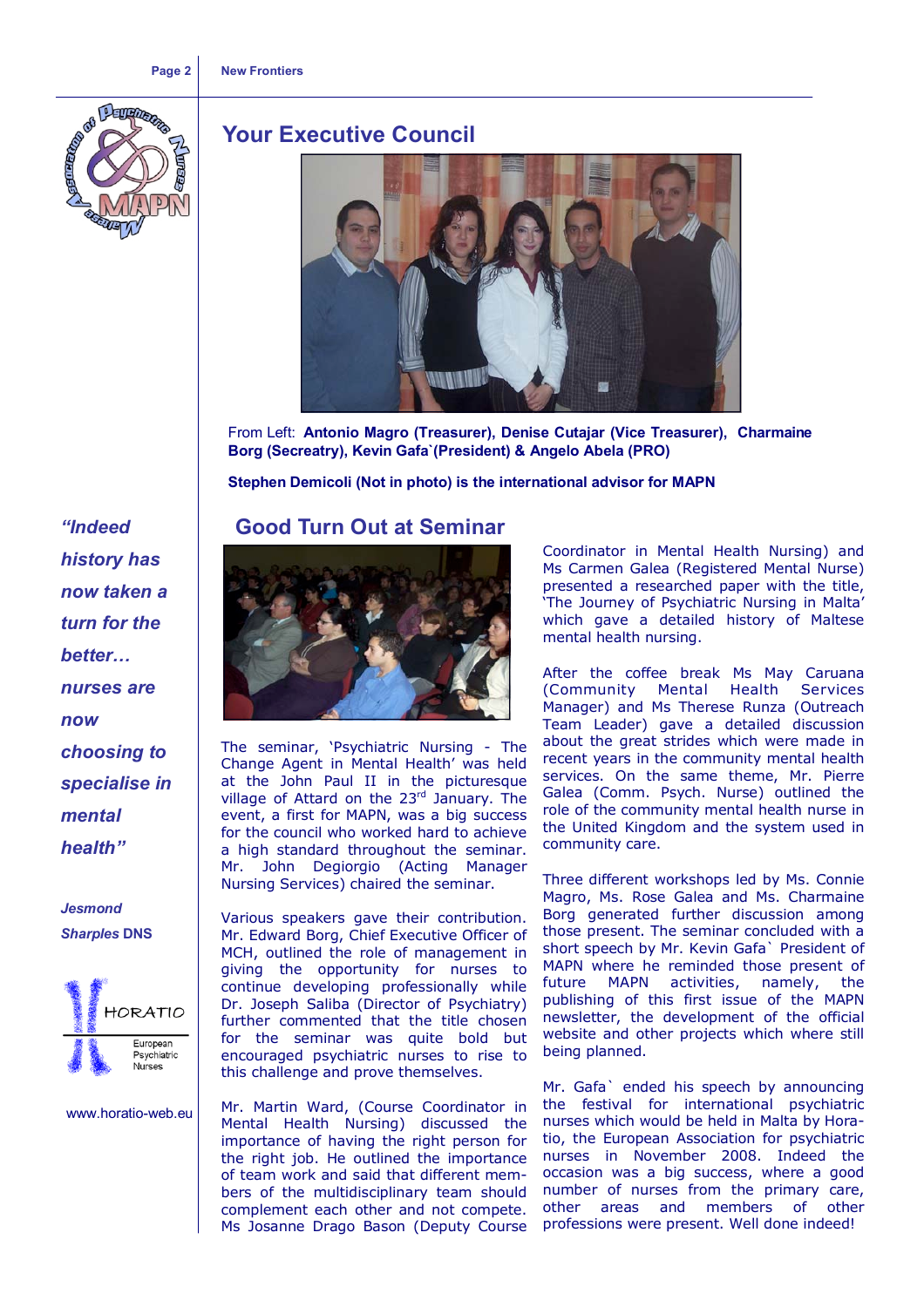## Your Executive Council

From Left: **Antonio Magro (Treasurer), Denise Cutajar (Vice Treasurer), Charmaine Borg (Secreatry), Kevin Gafa`(President) & Angelo Abela (PRO)**

**Stephen Demicoli (Not in photo) is the international advisor for MAPN**

***"Indeed history has now taken a turn for the better… nurses are now choosing to specialise in mental health"***

***Jesmond Sharples* DNS**

HORATIO European Psychiatric Nurses

www.horatio-web.eu

## Good Turn Out at Seminar

The seminar, 'Psychiatric Nursing - The Change Agent in Mental Health' was held at the John Paul II in the picturesque village of Attard on the 23rd January. The event, a first for MAPN, was a big success for the council who worked hard to achieve a high standard throughout the seminar. Mr. John Degiorgio (Acting Manager Nursing Services) chaired the seminar.

Various speakers gave their contribution. Mr. Edward Borg, Chief Executive Officer of MCH, outlined the role of management in giving the opportunity for nurses to continue developing professionally while Dr. Joseph Saliba (Director of Psychiatry) further commented that the title chosen for the seminar was quite bold but encouraged psychiatric nurses to rise to this challenge and prove themselves.

Mr. Martin Ward, (Course Coordinator in Mental Health Nursing) discussed the importance of having the right person for the right job. He outlined the importance of team work and said that different members of the multidisciplinary team should complement each other and not compete. Ms Josanne Drago Bason (Deputy Course Coordinator in Mental Health Nursing) and Ms Carmen Galea (Registered Mental Nurse) presented a researched paper with the title, 'The Journey of Psychiatric Nursing in Malta' which gave a detailed history of Maltese mental health nursing.

After the coffee break Ms May Caruana (Community Mental Health Services Manager) and Ms Therese Runza (Outreach Team Leader) gave a detailed discussion about the great strides which were made in recent years in the community mental health services. On the same theme, Mr. Pierre Galea (Comm. Psych. Nurse) outlined the role of the community mental health nurse in the United Kingdom and the system used in community care.

Three different workshops led by Ms. Connie Magro, Ms. Rose Galea and Ms. Charmaine Borg generated further discussion among those present. The seminar concluded with a short speech by Mr. Kevin Gafa` President of MAPN where he reminded those present of future MAPN activities, namely, the publishing of this first issue of the MAPN newsletter, the development of the official website and other projects which where still being planned.

Mr. Gafa` ended his speech by announcing the festival for international psychiatric nurses which would be held in Malta by Horatio, the European Association for psychiatric nurses in November 2008. Indeed the occasion was a big success, where a good number of nurses from the primary care, other areas and members of other professions were present. Well done indeed!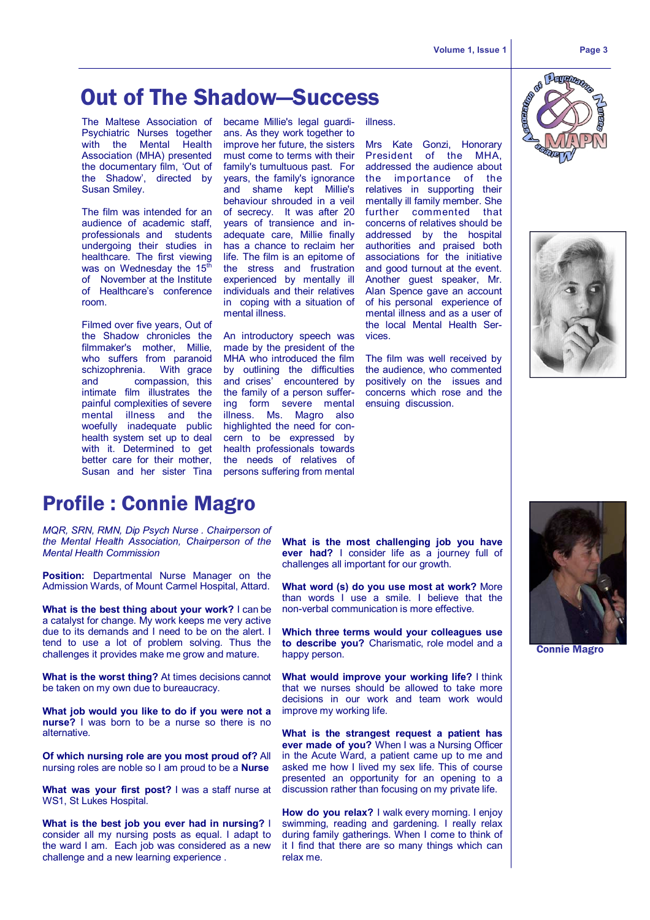# Out of The Shadow—Success

The Maltese Association of Psychiatric Nurses together with the Mental Health Association (MHA) presented the documentary film, 'Out of the Shadow', directed by Susan Smiley.

The film was intended for an audience of academic staff, professionals and students undergoing their studies in healthcare. The first viewing was on Wednesday the 15th of November at the Institute of Healthcare's conference room.

Filmed over five years, Out of the Shadow chronicles the filmmaker's mother, Millie, who suffers from paranoid schizophrenia. With grace and compassion, this intimate film illustrates the painful complexities of severe mental illness and the woefully inadequate public health system set up to deal with it. Determined to get better care for their mother, Susan and her sister Tina became Millie's legal guardians. As they work together to improve her condition, the sisters must come to terms with their family's tumultuous past. For years, the family's ignorance and shame kept Millie's behaviour shrouded in a veil of secrecy. It was after 20 years of transience and inadequate care, Millie finally has a chance to reclaim her life. The film is an epitome of the stress and frustration experienced by mentally ill individuals and their relatives in coping with a situation of mental illness.

An introductory speech was made by the president of the MHA who introduced the film by outlining the difficulties and crises' encountered by the family of a person suffering form severe mental illness. Ms. Magro also highlighted the need for concern to be expressed by health professionals towards the needs of relatives of persons suffering from mental illness.

Mrs Kate Gonzi, Honorary President of the MHA, addressed the audience about the importance of the relatives in supporting their mentally ill family member. She further commented that concerns of relatives should be addressed by the hospital authorities and praised both associations for the initiative and good turnout at the event. Another guest speaker, Mr. Alan Spence gave an account of his personal experience of mental illness and as a user of the local Mental Health Services.

The film was well received by the audience, who commented positively on the issues and concerns which rose and the ensuing discussion.

# Profile : Connie Magro

*MQR, SRN, RMN, Dip Psych Nurse . Chairperson of the Mental Health Association, Chairperson of the Mental Health Commission*

**Position:** Departmental Nurse Manager on the Admission Wards, of Mount Carmel Hospital, Attard.

**What is the best thing about your work?** I can be a catalyst for change. My work keeps me very active due to its demands and I need to be on the alert. I tend to use a lot of problem solving. Thus the challenges it provides make me grow and mature.

**What is the worst thing?** At times decisions cannot be taken on my own due to bureaucracy.

**What job would you like to do if you were not a nurse?** I was born to be a nurse so there is no alternative.

**Of which nursing role are you most proud of?** All nursing roles are noble so I am proud to be a **Nurse**

**What was your first post?** I was a staff nurse at WS1, St Lukes Hospital.

**What is the best job you ever had in nursing?** I consider all my nursing posts as equal. I adapt to the ward I am. Each job was considered as a new challenge and a new learning experience .

**What is the most challenging job you have ever had?** I consider life as a journey full of challenges all important for our growth.

**What word (s) do you use most at work?** More than words I use a smile. I believe that the non-verbal communication is more effective.

**Which three terms would your colleagues use to describe you?** Charismatic, role model and a happy person.

**What would improve your working life?** I think that we nurses should be allowed to take more decisions in our work and team work would improve my working life.

**What is the strangest request a patient has ever made of you?** When I was a Nursing Officer in the Acute Ward, a patient came up to me and asked me how I lived my sex life. This of course presented an opportunity for an opening to a discussion rather than focusing on my private life.

**How do you relax?** I walk every morning. I enjoy swimming, reading and gardening. I really relax during family gatherings. When I come to think of it I find that there are so many things which can relax me.

Connie Magro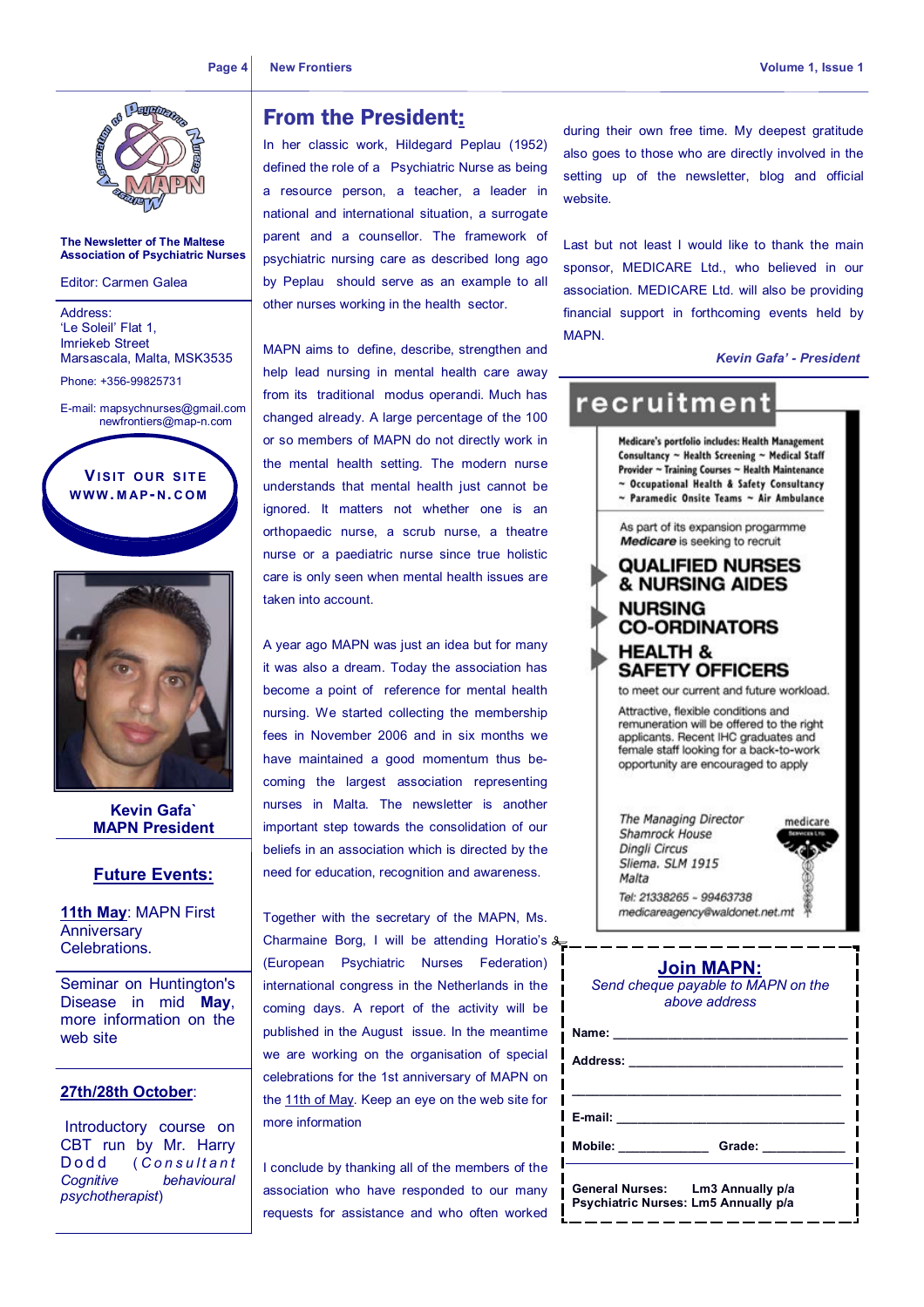The Newsletter of The Maltese Association of Psychiatric Nurses

Editor: Carmen Galea

Address:
'Le Soleil' Flat 1,
Imriekeb Street
Marsascala, Malta, MSK3535

Phone: +356-99825731

E-mail: mapsychnurses@gmail.com
newfrontiers@map-n.com

VISIT OUR SITE
WWW.MAP-N.COM

**Kevin Gafa`**
**MAPN President**

## Future Events:

**11th May**: MAPN First Anniversary Celebrations.

Seminar on Huntington's Disease in mid **May**, more information on the web site

**27th/28th October**:

Introductory course on CBT run by Mr. Harry Dodd (*Consultant Cognitive behavioural psychotherapist*)

# From the President:

In her classic work, Hildegard Peplau (1952) defined the role of a Psychiatric Nurse as being a resource person, a teacher, a leader in national and international situation, a surrogate parent and a counsellor. The framework of psychiatric nursing care as described long ago by Peplau should serve as an example to all other nurses working in the health sector.

MAPN aims to define, describe, strengthen and help lead nursing in mental health care away from its traditional modus operandi. Much has changed already. A large percentage of the 100 or so members of MAPN do not directly work in the mental health setting. The modern nurse understands that mental health just cannot be ignored. It matters not whether one is an orthopaedic nurse, a scrub nurse, a theatre nurse or a paediatric nurse since true holistic care is only seen when mental health issues are taken into account.

A year ago MAPN was just an idea but for many it was also a dream. Today the association has become a point of reference for mental health nursing. We started collecting the membership fees in November 2006 and in six months we have maintained a good momentum thus be-coming the largest association representing nurses in Malta. The newsletter is another important step towards the consolidation of our beliefs in an association which is directed by the need for education, recognition and awareness.

Together with the secretary of the MAPN, Ms. Charmaine Borg, I will be attending Horatio's (European Psychiatric Nurses Federation) international congress in the Netherlands in the coming days. A report of the activity will be published in the August issue. In the meantime we are working on the organisation of special celebrations for the 1st anniversary of MAPN on the 11th of May. Keep an eye on the web site for more information

I conclude by thanking all of the members of the association who have responded to our many requests for assistance and who often worked during their own free time. My deepest gratitude also goes to those who are directly involved in the setting up of the newsletter, blog and official website.

Last but not least I would like to thank the main sponsor, MEDICARE Ltd., who believed in our association. MEDICARE Ltd. will also be providing financial support in forthcoming events held by MAPN.

*Kevin Gafa' - President*

## recruitment

Medicare's portfolio includes: Health Management Consultancy ~ Health Screening ~ Medical Staff Provider ~ Training Courses ~ Health Maintenance ~ Occupational Health & Safety Consultancy ~ Paramedic Onsite Teams ~ Air Ambulance

As part of its expansion programme *Medicare* is seeking to recruit

**QUALIFIED NURSES & NURSING AIDES**

**NURSING CO-ORDINATORS**

**HEALTH & SAFETY OFFICERS**

to meet our current and future workload.

Attractive, flexible conditions and remuneration will be offered to the right applicants. Recent IHC graduates and female staff looking for a back-to-work opportunity are encouraged to apply

*The Managing Director*
*Shamrock House*
*Dingli Circus*
*Sliema. SLM 1915*
*Malta*
*Tel: 21338265 - 99463738*
*medicareagency@waldonet.net.mt*

medicare

## Join MAPN:

*Send cheque payable to MAPN on the above address*

**Name:** ______________________________

**Address:** ______________________________

______________________________

**E-mail:** ______________________________

**Mobile:** ____________ **Grade:** ____________

**General Nurses: Lm3 Annually p/a**
**Psychiatric Nurses: Lm5 Annually p/a**